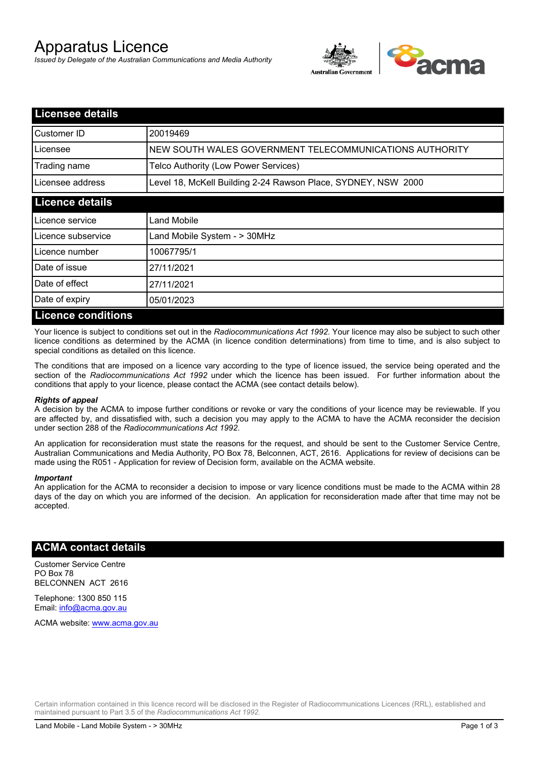# Apparatus Licence

*Issued by Delegate of the Australian Communications and Media Authority*

## Licensee details

| Customer ID | 20019469 |
| --- | --- |
| Licensee | NEW SOUTH WALES GOVERNMENT TELECOMMUNICATIONS AUTHORITY |
| Trading name | Telco Authority (Low Power Services) |
| Licensee address | Level 18, McKell Building 2-24 Rawson Place, SYDNEY, NSW 2000 |

## Licence details

| Licence service | Land Mobile |
| --- | --- |
| Licence subservice | Land Mobile System - > 30MHz |
| Licence number | 10067795/1 |
| Date of issue | 27/11/2021 |
| Date of effect | 27/11/2021 |
| Date of expiry | 05/01/2023 |

## Licence conditions

Your licence is subject to conditions set out in the *Radiocommunications Act 1992*. Your licence may also be subject to such other licence conditions as determined by the ACMA (in licence condition determinations) from time to time, and is also subject to special conditions as detailed on this licence.

The conditions that are imposed on a licence vary according to the type of licence issued, the service being operated and the section of the *Radiocommunications Act 1992* under which the licence has been issued. For further information about the conditions that apply to your licence, please contact the ACMA (see contact details below).

***Rights of appeal***

A decision by the ACMA to impose further conditions or revoke or vary the conditions of your licence may be reviewable. If you are affected by, and dissatisfied with, such a decision you may apply to the ACMA to have the ACMA reconsider the decision under section 288 of the *Radiocommunications Act 1992*.

An application for reconsideration must state the reasons for the request, and should be sent to the Customer Service Centre, Australian Communications and Media Authority, PO Box 78, Belconnen, ACT, 2616. Applications for review of decisions can be made using the R051 - Application for review of Decision form, available on the ACMA website.

***Important***

An application for the ACMA to reconsider a decision to impose or vary licence conditions must be made to the ACMA within 28 days of the day on which you are informed of the decision. An application for reconsideration made after that time may not be accepted.

## ACMA contact details

Customer Service Centre
PO Box 78
BELCONNEN ACT 2616

Telephone: 1300 850 115
Email: info@acma.gov.au

ACMA website: www.acma.gov.au

Certain information contained in this licence record will be disclosed in the Register of Radiocommunications Licences (RRL), established and maintained pursuant to Part 3.5 of the *Radiocommunications Act 1992.*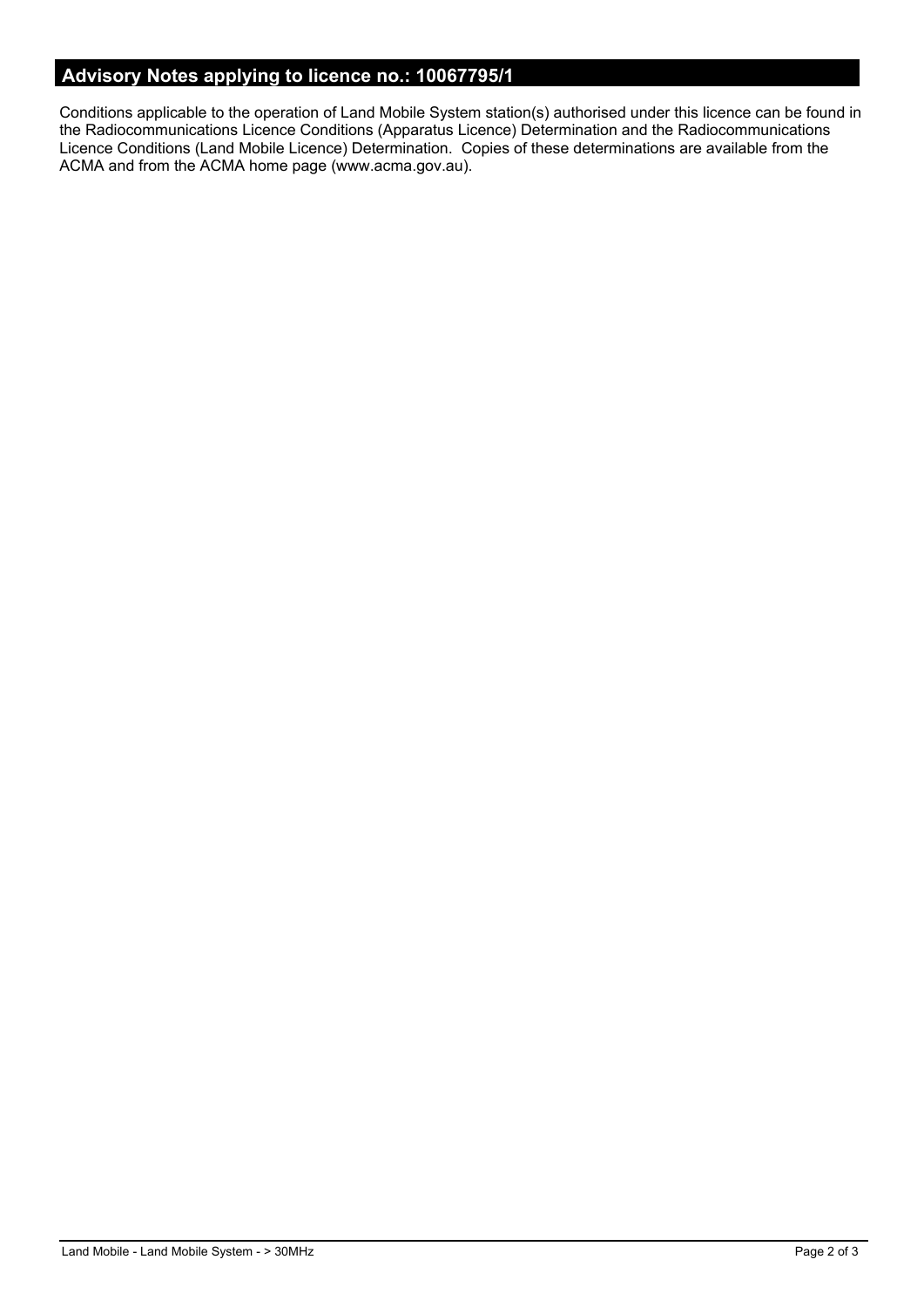## Advisory Notes applying to licence no.: 10067795/1

Conditions applicable to the operation of Land Mobile System station(s) authorised under this licence can be found in the Radiocommunications Licence Conditions (Apparatus Licence) Determination and the Radiocommunications Licence Conditions (Land Mobile Licence) Determination. Copies of these determinations are available from the ACMA and from the ACMA home page (www.acma.gov.au).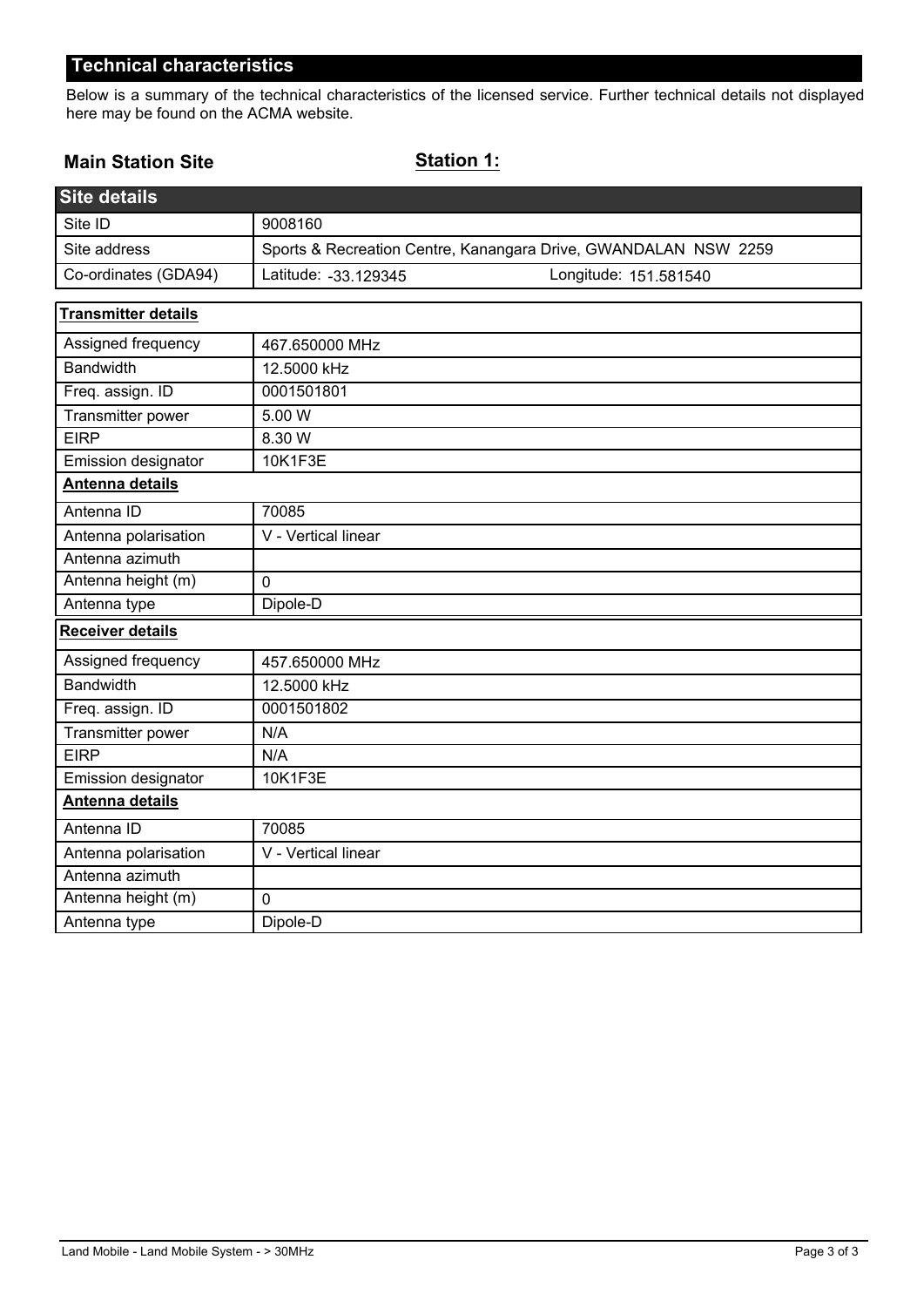## Technical characteristics

Below is a summary of the technical characteristics of the licensed service. Further technical details not displayed here may be found on the ACMA website.

**Main Station Site** **Station 1:**

| Site details | |
|---|---|
| Site ID | 9008160 |
| Site address | Sports & Recreation Centre, Kanangara Drive, GWANDALAN NSW 2259 |
| Co-ordinates (GDA94) | Latitude: -33.129345 Longitude: 151.581540 |

| **Transmitter details** | |
|---|---|
| Assigned frequency | 467.650000 MHz |
| Bandwidth | 12.5000 kHz |
| Freq. assign. ID | 0001501801 |
| Transmitter power | 5.00 W |
| EIRP | 8.30 W |
| Emission designator | 10K1F3E |
| **Antenna details** | |
| Antenna ID | 70085 |
| Antenna polarisation | V - Vertical linear |
| Antenna azimuth | |
| Antenna height (m) | 0 |
| Antenna type | Dipole-D |

| **Receiver details** | |
|---|---|
| Assigned frequency | 457.650000 MHz |
| Bandwidth | 12.5000 kHz |
| Freq. assign. ID | 0001501802 |
| Transmitter power | N/A |
| EIRP | N/A |
| Emission designator | 10K1F3E |
| **Antenna details** | |
| Antenna ID | 70085 |
| Antenna polarisation | V - Vertical linear |
| Antenna azimuth | |
| Antenna height (m) | 0 |
| Antenna type | Dipole-D |